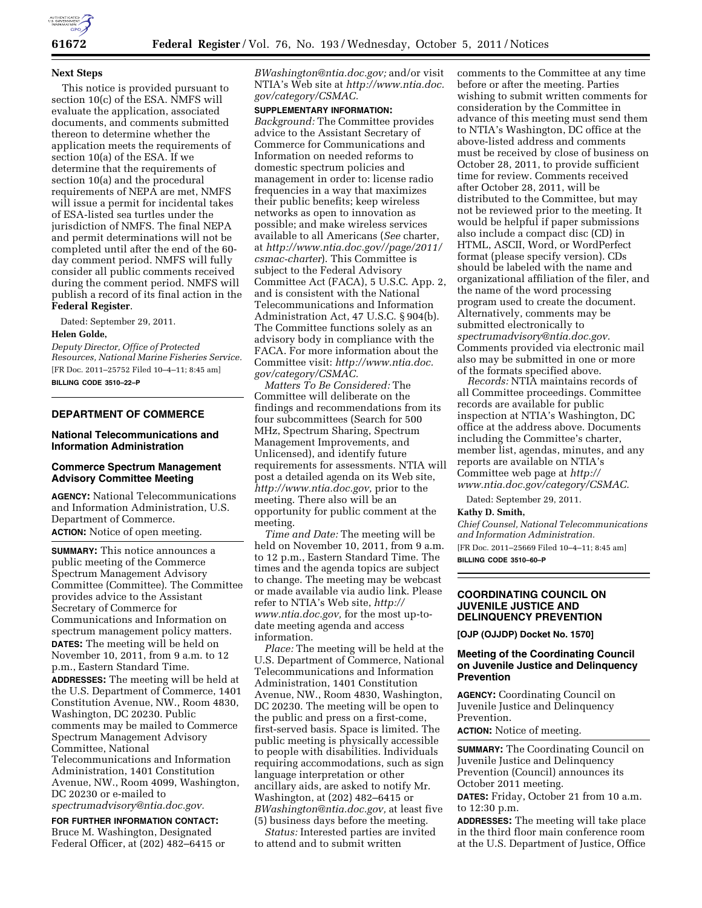## Next Steps

This notice is provided pursuant to section 10(c) of the ESA. NMFS will evaluate the application, associated documents, and comments submitted thereon to determine whether the application meets the requirements of section 10(a) of the ESA. If we determine that the requirements of section 10(a) and the procedural requirements of NEPA are met, NMFS will issue a permit for incidental takes of ESA-listed sea turtles under the jurisdiction of NMFS. The final NEPA and permit determinations will not be completed until after the end of the 60-day comment period. NMFS will fully consider all public comments received during the comment period. NMFS will publish a record of its final action in the **Federal Register**.

Dated: September 29, 2011.

**Helen Golde,**

*Deputy Director, Office of Protected Resources, National Marine Fisheries Service.*

[FR Doc. 2011–25752 Filed 10–4–11; 8:45 am]

**BILLING CODE 3510–22–P**

## DEPARTMENT OF COMMERCE

### National Telecommunications and Information Administration

### Commerce Spectrum Management Advisory Committee Meeting

**AGENCY:** National Telecommunications and Information Administration, U.S. Department of Commerce.

**ACTION:** Notice of open meeting.

**SUMMARY:** This notice announces a public meeting of the Commerce Spectrum Management Advisory Committee (Committee). The Committee provides advice to the Assistant Secretary of Commerce for Communications and Information on spectrum management policy matters.

**DATES:** The meeting will be held on November 10, 2011, from 9 a.m. to 12 p.m., Eastern Standard Time.

**ADDRESSES:** The meeting will be held at the U.S. Department of Commerce, 1401 Constitution Avenue, NW., Room 4830, Washington, DC 20230. Public comments may be mailed to Commerce Spectrum Management Advisory Committee, National Telecommunications and Information Administration, 1401 Constitution Avenue, NW., Room 4099, Washington, DC 20230 or e-mailed to *spectrumadvisory@ntia.doc.gov.*

**FOR FURTHER INFORMATION CONTACT:** Bruce M. Washington, Designated Federal Officer, at (202) 482–6415 or *BWashington@ntia.doc.gov;* and/or visit NTIA's Web site at *http://www.ntia.doc.gov/category/CSMAC.*

**SUPPLEMENTARY INFORMATION:**

*Background:* The Committee provides advice to the Assistant Secretary of Commerce for Communications and Information on needed reforms to domestic spectrum policies and management in order to: license radio frequencies in a way that maximizes their public benefits; keep wireless networks as open to innovation as possible; and make wireless services available to all Americans (*See* charter, at *http://www.ntia.doc.gov//page/2011/csmac-charter*). This Committee is subject to the Federal Advisory Committee Act (FACA), 5 U.S.C. App. 2, and is consistent with the National Telecommunications and Information Administration Act, 47 U.S.C. § 904(b). The Committee functions solely as an advisory body in compliance with the FACA. For more information about the Committee visit: *http://www.ntia.doc.gov/category/CSMAC.*

*Matters To Be Considered:* The Committee will deliberate on the findings and recommendations from its four subcommittees (Search for 500 MHz, Spectrum Sharing, Spectrum Management Improvements, and Unlicensed), and identify future requirements for assessments. NTIA will post a detailed agenda on its Web site, *http://www.ntia.doc.gov,* prior to the meeting. There also will be an opportunity for public comment at the meeting.

*Time and Date:* The meeting will be held on November 10, 2011, from 9 a.m. to 12 p.m., Eastern Standard Time. The times and the agenda topics are subject to change. The meeting may be webcast or made available via audio link. Please refer to NTIA's Web site, *http://www.ntia.doc.gov,* for the most up-to-date meeting agenda and access information.

*Place:* The meeting will be held at the U.S. Department of Commerce, National Telecommunications and Information Administration, 1401 Constitution Avenue, NW., Room 4830, Washington, DC 20230. The meeting will be open to the public and press on a first-come, first-served basis. Space is limited. The public meeting is physically accessible to people with disabilities. Individuals requiring accommodations, such as sign language interpretation or other ancillary aids, are asked to notify Mr. Washington, at (202) 482–6415 or *BWashington@ntia.doc.gov,* at least five (5) business days before the meeting.

*Status:* Interested parties are invited to attend and to submit written comments to the Committee at any time before or after the meeting. Parties wishing to submit written comments for consideration by the Committee in advance of this meeting must send them to NTIA's Washington, DC office at the above-listed address and comments must be received by close of business on October 28, 2011, to provide sufficient time for review. Comments received after October 28, 2011, will be distributed to the Committee, but may not be reviewed prior to the meeting. It would be helpful if paper submissions also include a compact disc (CD) in HTML, ASCII, Word, or WordPerfect format (please specify version). CDs should be labeled with the name and organizational affiliation of the filer, and the name of the word processing program used to create the document. Alternatively, comments may be submitted electronically to *spectrumadvisory@ntia.doc.gov.* Comments provided via electronic mail also may be submitted in one or more of the formats specified above.

*Records:* NTIA maintains records of all Committee proceedings. Committee records are available for public inspection at NTIA's Washington, DC office at the address above. Documents including the Committee's charter, member list, agendas, minutes, and any reports are available on NTIA's Committee web page at *http://www.ntia.doc.gov/category/CSMAC.*

Dated: September 29, 2011.

**Kathy D. Smith,**

*Chief Counsel, National Telecommunications and Information Administration.*

[FR Doc. 2011–25669 Filed 10–4–11; 8:45 am]

**BILLING CODE 3510–60–P**

## COORDINATING COUNCIL ON JUVENILE JUSTICE AND DELINQUENCY PREVENTION

**[OJP (OJJDP) Docket No. 1570]**

### Meeting of the Coordinating Council on Juvenile Justice and Delinquency Prevention

**AGENCY:** Coordinating Council on Juvenile Justice and Delinquency Prevention.

**ACTION:** Notice of meeting.

**SUMMARY:** The Coordinating Council on Juvenile Justice and Delinquency Prevention (Council) announces its October 2011 meeting.

**DATES:** Friday, October 21 from 10 a.m. to 12:30 p.m.

**ADDRESSES:** The meeting will take place in the third floor main conference room at the U.S. Department of Justice, Office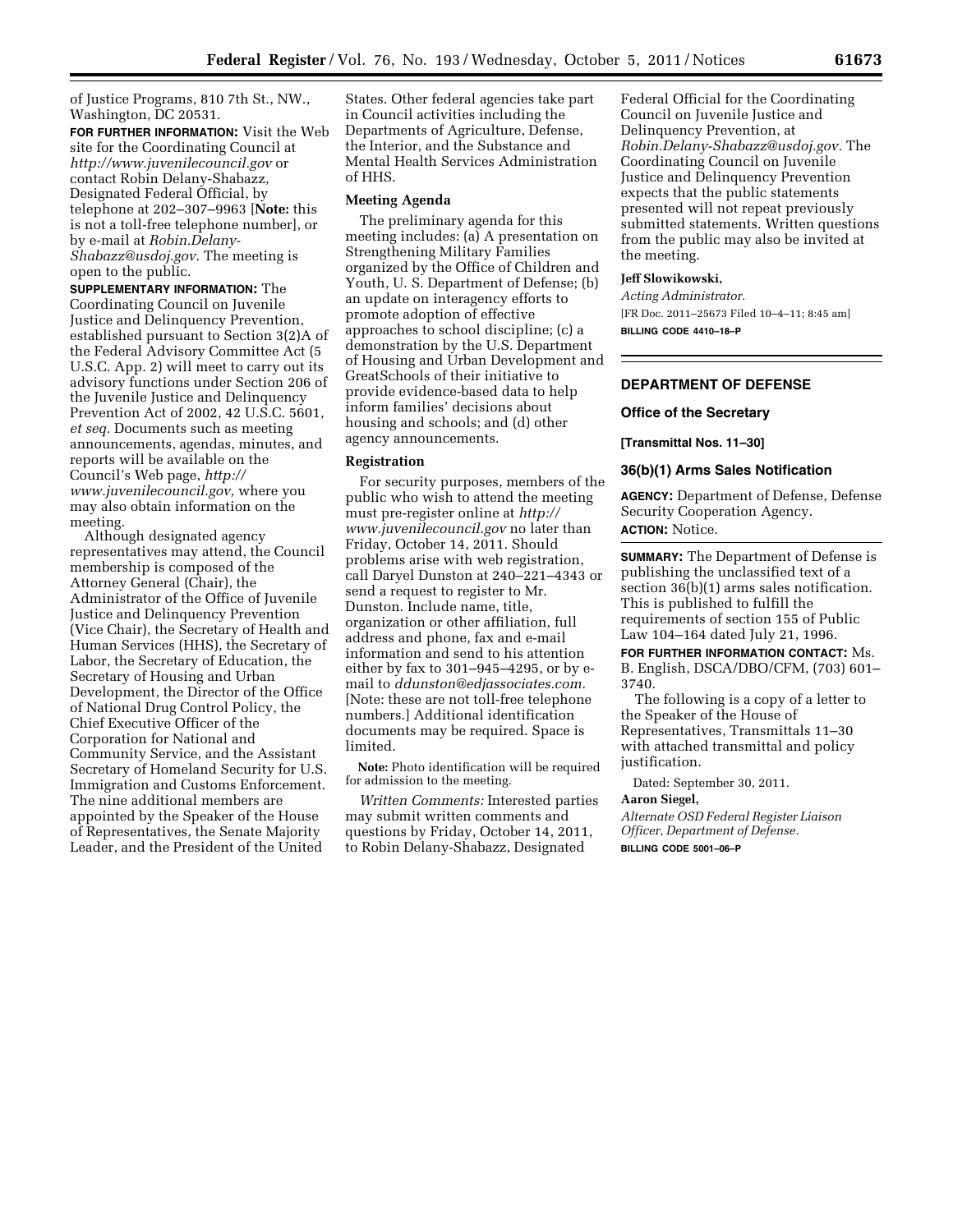of Justice Programs, 810 7th St., NW., Washington, DC 20531.

**FOR FURTHER INFORMATION:** Visit the Web site for the Coordinating Council at *http://www.juvenilecouncil.gov* or contact Robin Delany-Shabazz, Designated Federal Official, by telephone at 202–307–9963 [**Note:** this is not a toll-free telephone number], or by e-mail at *Robin.Delany-Shabazz@usdoj.gov*. The meeting is open to the public.

**SUPPLEMENTARY INFORMATION:** The Coordinating Council on Juvenile Justice and Delinquency Prevention, established pursuant to Section 3(2)A of the Federal Advisory Committee Act (5 U.S.C. App. 2) will meet to carry out its advisory functions under Section 206 of the Juvenile Justice and Delinquency Prevention Act of 2002, 42 U.S.C. 5601, *et seq.* Documents such as meeting announcements, agendas, minutes, and reports will be available on the Council's Web page, *http://www.juvenilecouncil.gov*, where you may also obtain information on the meeting.

Although designated agency representatives may attend, the Council membership is composed of the Attorney General (Chair), the Administrator of the Office of Juvenile Justice and Delinquency Prevention (Vice Chair), the Secretary of Health and Human Services (HHS), the Secretary of Labor, the Secretary of Education, the Secretary of Housing and Urban Development, the Director of the Office of National Drug Control Policy, the Chief Executive Officer of the Corporation for National and Community Service, and the Assistant Secretary of Homeland Security for U.S. Immigration and Customs Enforcement. The nine additional members are appointed by the Speaker of the House of Representatives, the Senate Majority Leader, and the President of the United States. Other federal agencies take part in Council activities including the Departments of Agriculture, Defense, the Interior, and the Substance and Mental Health Services Administration of HHS.

### Meeting Agenda

The preliminary agenda for this meeting includes: (a) A presentation on Strengthening Military Families organized by the Office of Children and Youth, U. S. Department of Defense; (b) an update on interagency efforts to promote adoption of effective approaches to school discipline; (c) a demonstration by the U.S. Department of Housing and Urban Development and GreatSchools of their initiative to provide evidence-based data to help inform families' decisions about housing and schools; and (d) other agency announcements.

### Registration

For security purposes, members of the public who wish to attend the meeting must pre-register online at *http://www.juvenilecouncil.gov* no later than Friday, October 14, 2011. Should problems arise with web registration, call Daryel Dunston at 240–221–4343 or send a request to register to Mr. Dunston. Include name, title, organization or other affiliation, full address and phone, fax and e-mail information and send to his attention either by fax to 301–945–4295, or by e-mail to *ddunston@edjassociates.com*. [Note: these are not toll-free telephone numbers.] Additional identification documents may be required. Space is limited.

**Note:** Photo identification will be required for admission to the meeting.

*Written Comments:* Interested parties may submit written comments and questions by Friday, October 14, 2011, to Robin Delany-Shabazz, Designated Federal Official for the Coordinating Council on Juvenile Justice and Delinquency Prevention, at *Robin.Delany-Shabazz@usdoj.gov*. The Coordinating Council on Juvenile Justice and Delinquency Prevention expects that the public statements presented will not repeat previously submitted statements. Written questions from the public may also be invited at the meeting.

**Jeff Slowikowski,**

*Acting Administrator.*

[FR Doc. 2011–25673 Filed 10–4–11; 8:45 am]

**BILLING CODE 4410–18–P**

## DEPARTMENT OF DEFENSE

### Office of the Secretary

**[Transmittal Nos. 11–30]**

### 36(b)(1) Arms Sales Notification

**AGENCY:** Department of Defense, Defense Security Cooperation Agency.

**ACTION:** Notice.

**SUMMARY:** The Department of Defense is publishing the unclassified text of a section 36(b)(1) arms sales notification. This is published to fulfill the requirements of section 155 of Public Law 104–164 dated July 21, 1996.

**FOR FURTHER INFORMATION CONTACT:** Ms. B. English, DSCA/DBO/CFM, (703) 601–3740.

The following is a copy of a letter to the Speaker of the House of Representatives, Transmittals 11–30 with attached transmittal and policy justification.

Dated: September 30, 2011.

**Aaron Siegel,**

*Alternate OSD Federal Register Liaison Officer, Department of Defense.*

**BILLING CODE 5001–06–P**